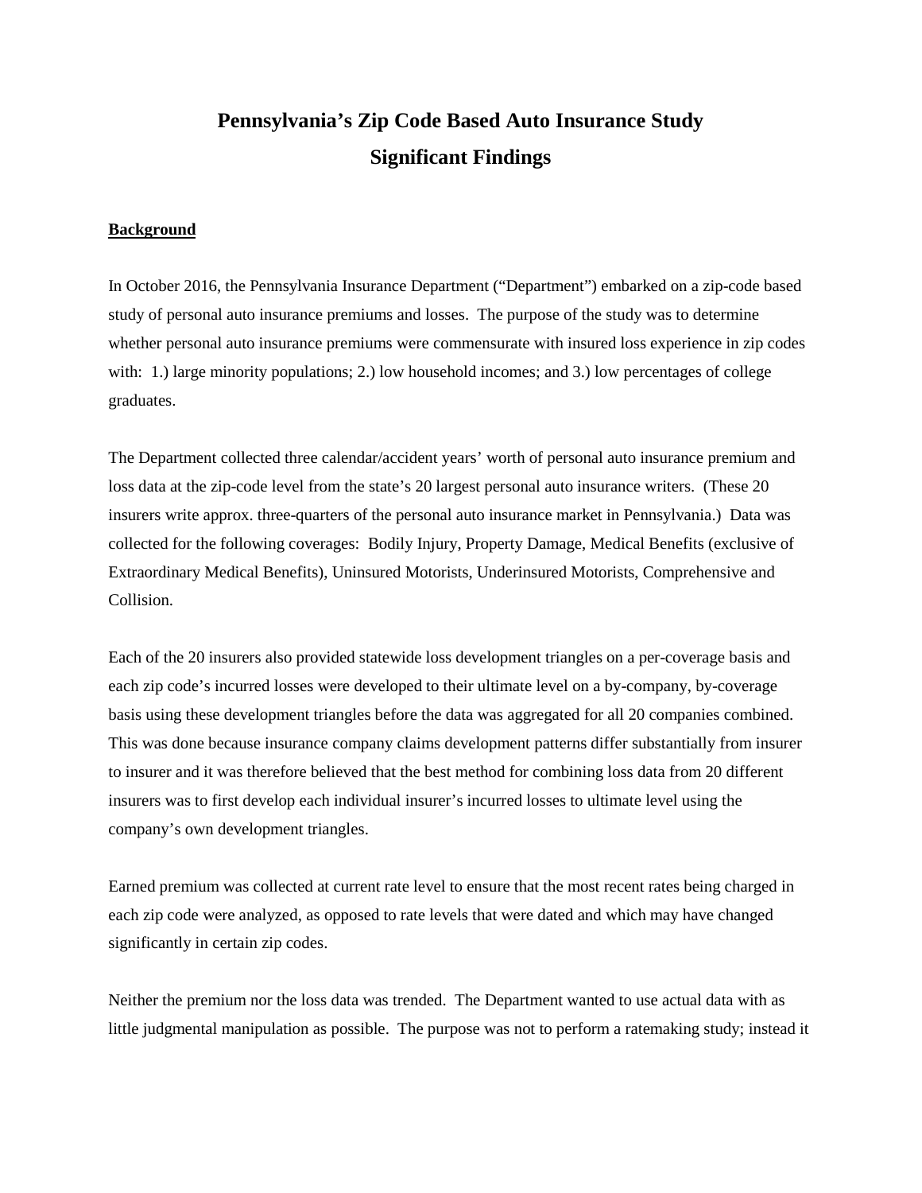# Pennsylvania's Zip Code Based Auto Insurance Study
# Significant Findings

**Background**

In October 2016, the Pennsylvania Insurance Department ("Department") embarked on a zip-code based study of personal auto insurance premiums and losses. The purpose of the study was to determine whether personal auto insurance premiums were commensurate with insured loss experience in zip codes with: 1.) large minority populations; 2.) low household incomes; and 3.) low percentages of college graduates.

The Department collected three calendar/accident years' worth of personal auto insurance premium and loss data at the zip-code level from the state's 20 largest personal auto insurance writers. (These 20 insurers write approx. three-quarters of the personal auto insurance market in Pennsylvania.) Data was collected for the following coverages: Bodily Injury, Property Damage, Medical Benefits (exclusive of Extraordinary Medical Benefits), Uninsured Motorists, Underinsured Motorists, Comprehensive and Collision.

Each of the 20 insurers also provided statewide loss development triangles on a per-coverage basis and each zip code's incurred losses were developed to their ultimate level on a by-company, by-coverage basis using these development triangles before the data was aggregated for all 20 companies combined. This was done because insurance company claims development patterns differ substantially from insurer to insurer and it was therefore believed that the best method for combining loss data from 20 different insurers was to first develop each individual insurer's incurred losses to ultimate level using the company's own development triangles.

Earned premium was collected at current rate level to ensure that the most recent rates being charged in each zip code were analyzed, as opposed to rate levels that were dated and which may have changed significantly in certain zip codes.

Neither the premium nor the loss data was trended. The Department wanted to use actual data with as little judgmental manipulation as possible. The purpose was not to perform a ratemaking study; instead it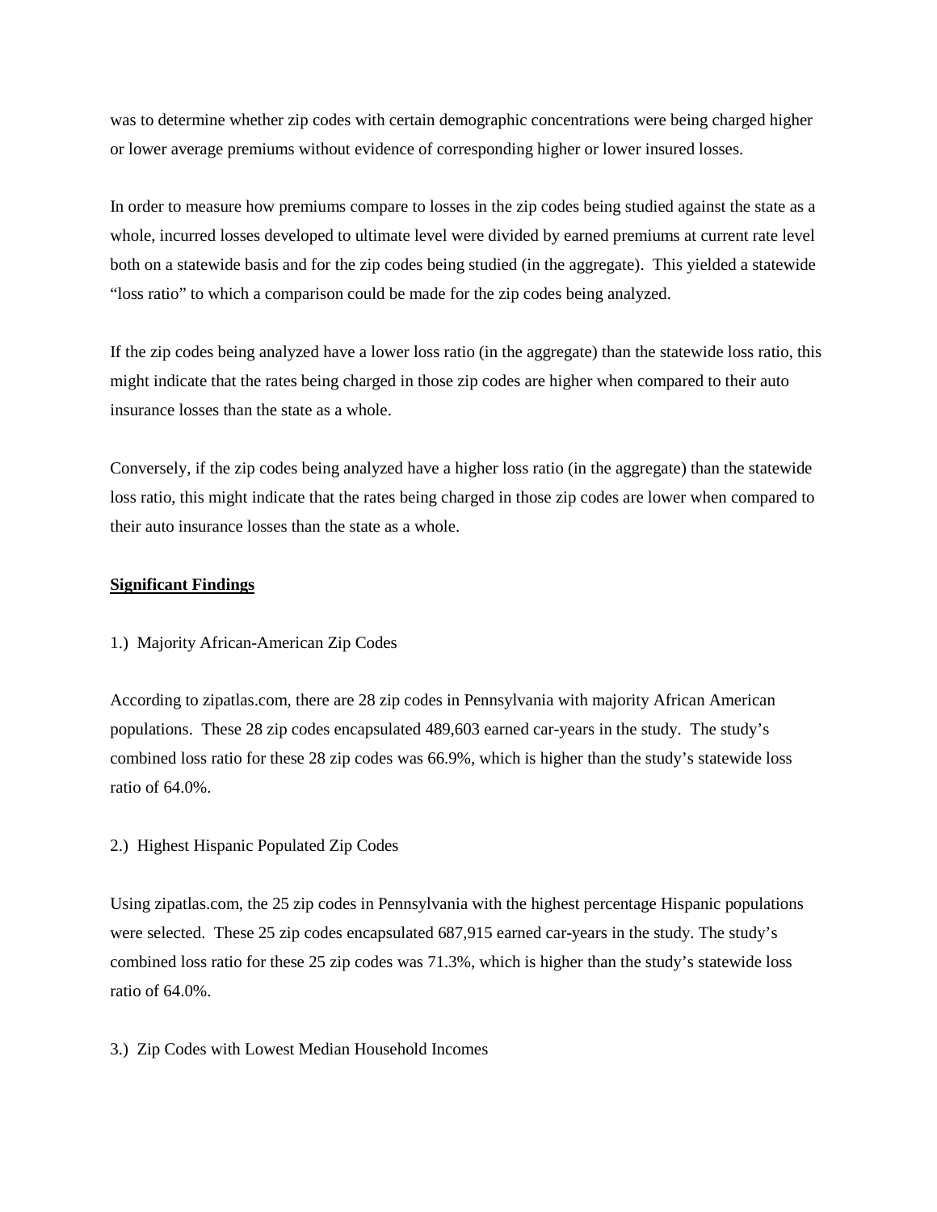was to determine whether zip codes with certain demographic concentrations were being charged higher or lower average premiums without evidence of corresponding higher or lower insured losses.

In order to measure how premiums compare to losses in the zip codes being studied against the state as a whole, incurred losses developed to ultimate level were divided by earned premiums at current rate level both on a statewide basis and for the zip codes being studied (in the aggregate). This yielded a statewide "loss ratio" to which a comparison could be made for the zip codes being analyzed.

If the zip codes being analyzed have a lower loss ratio (in the aggregate) than the statewide loss ratio, this might indicate that the rates being charged in those zip codes are higher when compared to their auto insurance losses than the state as a whole.

Conversely, if the zip codes being analyzed have a higher loss ratio (in the aggregate) than the statewide loss ratio, this might indicate that the rates being charged in those zip codes are lower when compared to their auto insurance losses than the state as a whole.

## Significant Findings

1.) Majority African-American Zip Codes

According to zipatlas.com, there are 28 zip codes in Pennsylvania with majority African American populations. These 28 zip codes encapsulated 489,603 earned car-years in the study. The study's combined loss ratio for these 28 zip codes was 66.9%, which is higher than the study's statewide loss ratio of 64.0%.

2.) Highest Hispanic Populated Zip Codes

Using zipatlas.com, the 25 zip codes in Pennsylvania with the highest percentage Hispanic populations were selected. These 25 zip codes encapsulated 687,915 earned car-years in the study. The study's combined loss ratio for these 25 zip codes was 71.3%, which is higher than the study's statewide loss ratio of 64.0%.

3.) Zip Codes with Lowest Median Household Incomes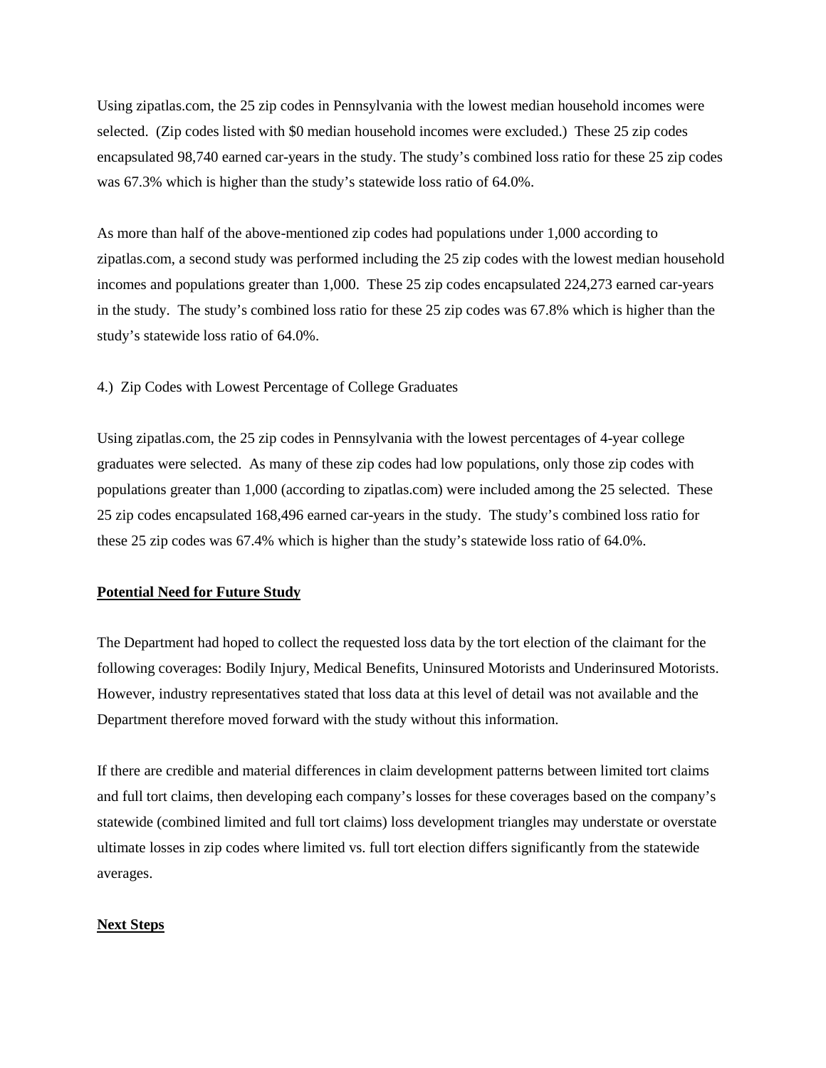Using zipatlas.com, the 25 zip codes in Pennsylvania with the lowest median household incomes were selected. (Zip codes listed with $0 median household incomes were excluded.) These 25 zip codes encapsulated 98,740 earned car-years in the study. The study's combined loss ratio for these 25 zip codes was 67.3% which is higher than the study's statewide loss ratio of 64.0%.

As more than half of the above-mentioned zip codes had populations under 1,000 according to zipatlas.com, a second study was performed including the 25 zip codes with the lowest median household incomes and populations greater than 1,000. These 25 zip codes encapsulated 224,273 earned car-years in the study. The study's combined loss ratio for these 25 zip codes was 67.8% which is higher than the study's statewide loss ratio of 64.0%.

4.) Zip Codes with Lowest Percentage of College Graduates

Using zipatlas.com, the 25 zip codes in Pennsylvania with the lowest percentages of 4-year college graduates were selected. As many of these zip codes had low populations, only those zip codes with populations greater than 1,000 (according to zipatlas.com) were included among the 25 selected. These 25 zip codes encapsulated 168,496 earned car-years in the study. The study's combined loss ratio for these 25 zip codes was 67.4% which is higher than the study's statewide loss ratio of 64.0%.

## <u>Potential Need for Future Study</u>

The Department had hoped to collect the requested loss data by the tort election of the claimant for the following coverages: Bodily Injury, Medical Benefits, Uninsured Motorists and Underinsured Motorists. However, industry representatives stated that loss data at this level of detail was not available and the Department therefore moved forward with the study without this information.

If there are credible and material differences in claim development patterns between limited tort claims and full tort claims, then developing each company's losses for these coverages based on the company's statewide (combined limited and full tort claims) loss development triangles may understate or overstate ultimate losses in zip codes where limited vs. full tort election differs significantly from the statewide averages.

## <u>Next Steps</u>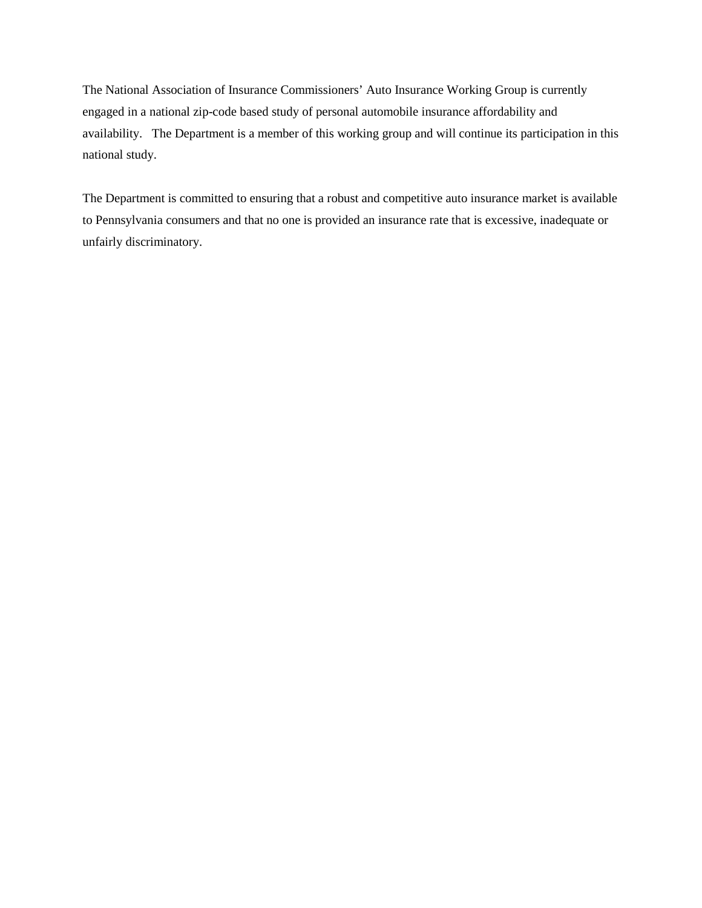The National Association of Insurance Commissioners' Auto Insurance Working Group is currently engaged in a national zip-code based study of personal automobile insurance affordability and availability. The Department is a member of this working group and will continue its participation in this national study.

The Department is committed to ensuring that a robust and competitive auto insurance market is available to Pennsylvania consumers and that no one is provided an insurance rate that is excessive, inadequate or unfairly discriminatory.